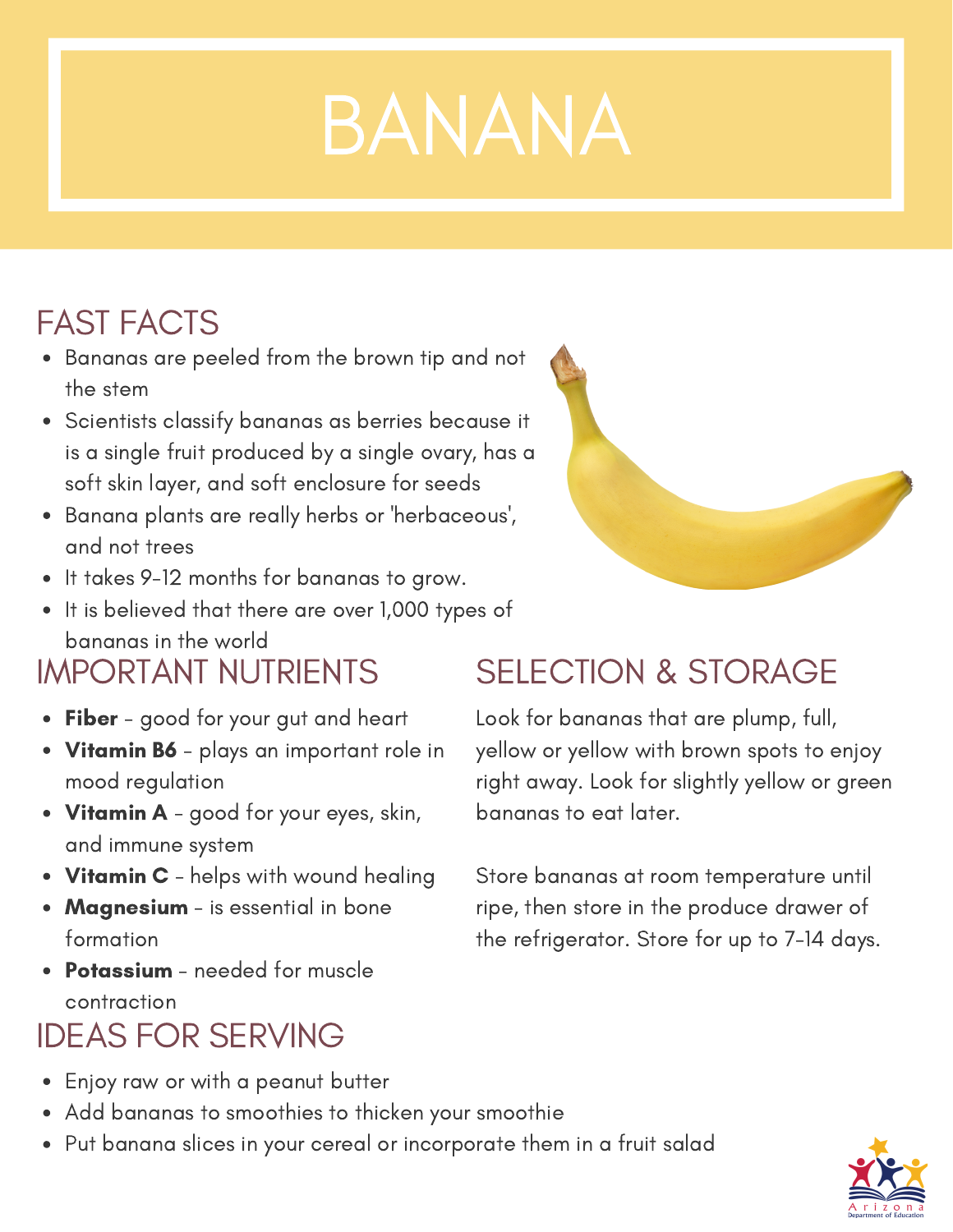# BANANA

## FAST FACTS

- Bananas are peeled from the brown tip and not the stem
- Scientists classify bananas as berries because it is a single fruit produced by a single ovary, has a soft skin layer, and soft enclosure for seeds
- Banana plants are really herbs or 'herbaceous', and not trees
- It takes 9-12 months for bananas to grow.
- It is believed that there are over 1,000 types of bananas in the world

## IMPORTANT NUTRIENTS

- **Fiber** - good for your gut and heart
- **Vitamin B6** - plays an important role in mood regulation
- **Vitamin A** - good for your eyes, skin, and immune system
- **Vitamin C** - helps with wound healing
- **Magnesium** - is essential in bone formation
- **Potassium** - needed for muscle contraction

## SELECTION & STORAGE

Look for bananas that are plump, full, yellow or yellow with brown spots to enjoy right away. Look for slightly yellow or green bananas to eat later.

Store bananas at room temperature until ripe, then store in the produce drawer of the refrigerator. Store for up to 7-14 days.

## IDEAS FOR SERVING

- Enjoy raw or with a peanut butter
- Add bananas to smoothies to thicken your smoothie
- Put banana slices in your cereal or incorporate them in a fruit salad

Arizona Department of Education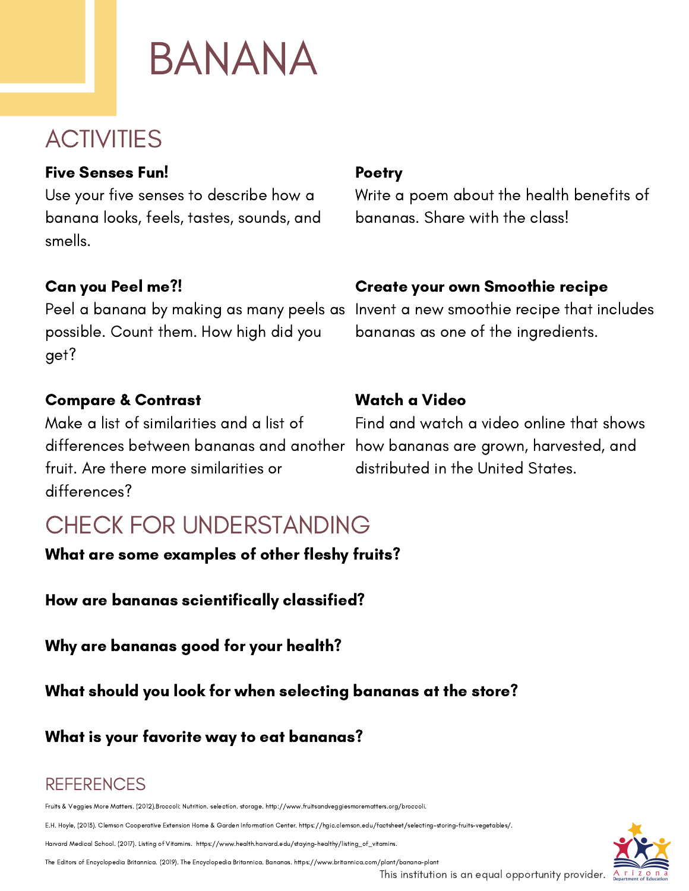# BANANA

## ACTIVITIES

**Five Senses Fun!**
Use your five senses to describe how a banana looks, feels, tastes, sounds, and smells.

**Can you Peel me?!**
Peel a banana by making as many peels as possible. Count them. How high did you get?

**Compare & Contrast**
Make a list of similarities and a list of differences between bananas and another fruit. Are there more similarities or differences?

**Poetry**
Write a poem about the health benefits of bananas. Share with the class!

**Create your own Smoothie recipe**
Invent a new smoothie recipe that includes bananas as one of the ingredients.

**Watch a Video**
Find and watch a video online that shows how bananas are grown, harvested, and distributed in the United States.

## CHECK FOR UNDERSTANDING

**What are some examples of other fleshy fruits?**

**How are bananas scientifically classified?**

**Why are bananas good for your health?**

**What should you look for when selecting bananas at the store?**

**What is your favorite way to eat bananas?**

## REFERENCES

Fruits & Veggies More Matters. (2012).Broccoli: Nutrition. selection. storage. http://www.fruitsandveggiesmorematters.org/broccoli.

E.H. Hoyle, (2013). Clemson Cooperative Extension Home & Garden Information Center. https://hgic.clemson.edu/factsheet/selecting-storing-fruits-vegetables/.

Harvard Medical School. (2017). Listing of Vitamins. https://www.health.harvard.edu/staying-healthy/listing_of_vitamins.

The Editors of Encyclopedia Britannica. (2019). The Encyclopedia Britannica. Bananas. https://www.britannica.com/plant/banana-plant

This institution is an equal opportunity provider.